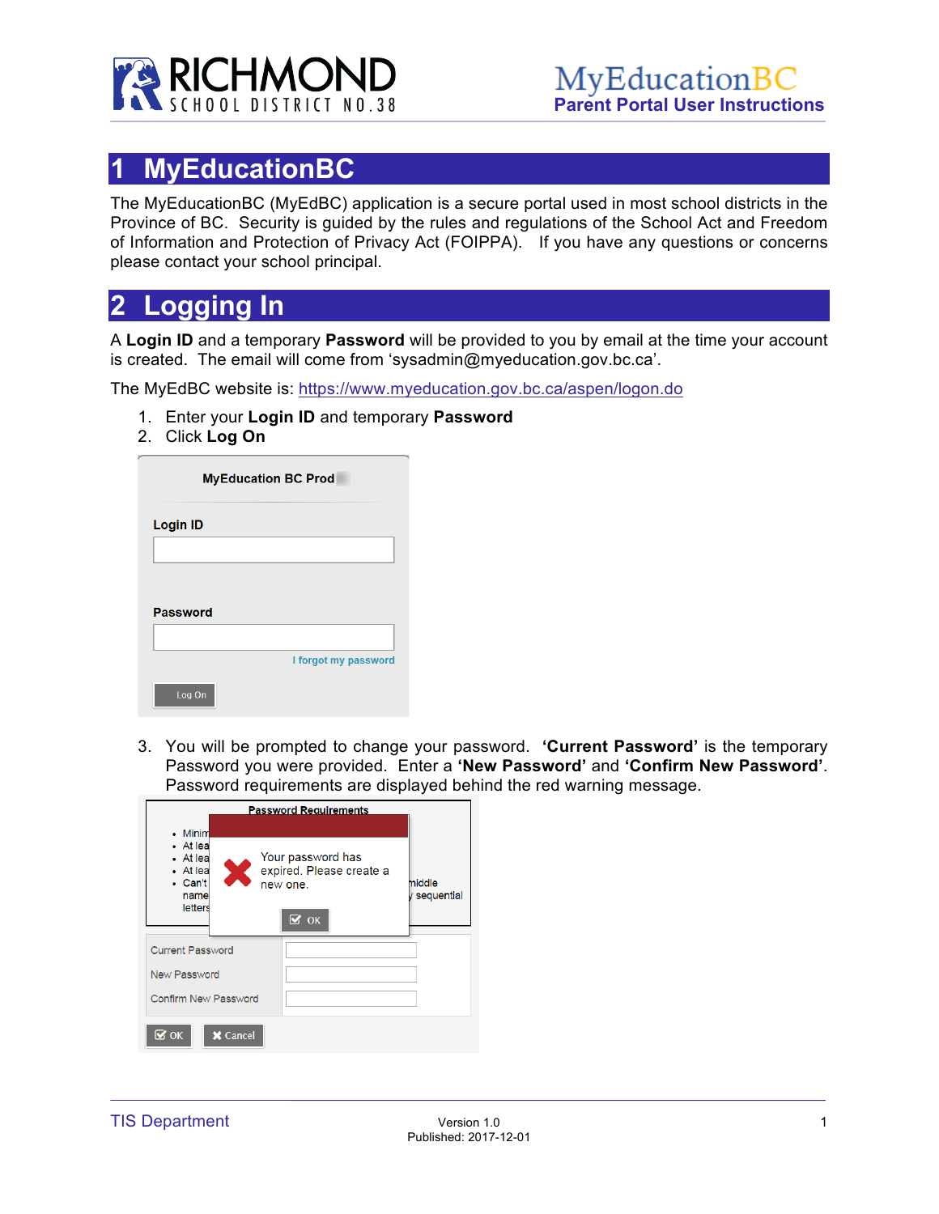# 1 MyEducationBC

The MyEducationBC (MyEdBC) application is a secure portal used in most school districts in the Province of BC. Security is guided by the rules and regulations of the School Act and Freedom of Information and Protection of Privacy Act (FOIPPA). If you have any questions or concerns please contact your school principal.

# 2 Logging In

A **Login ID** and a temporary **Password** will be provided to you by email at the time your account is created. The email will come from 'sysadmin@myeducation.gov.bc.ca'.

The MyEdBC website is: https://www.myeducation.gov.bc.ca/aspen/logon.do

1. Enter your **Login ID** and temporary **Password**
2. Click **Log On**

3. You will be prompted to change your password. **'Current Password'** is the temporary Password you were provided. Enter a **'New Password'** and **'Confirm New Password'**. Password requirements are displayed behind the red warning message.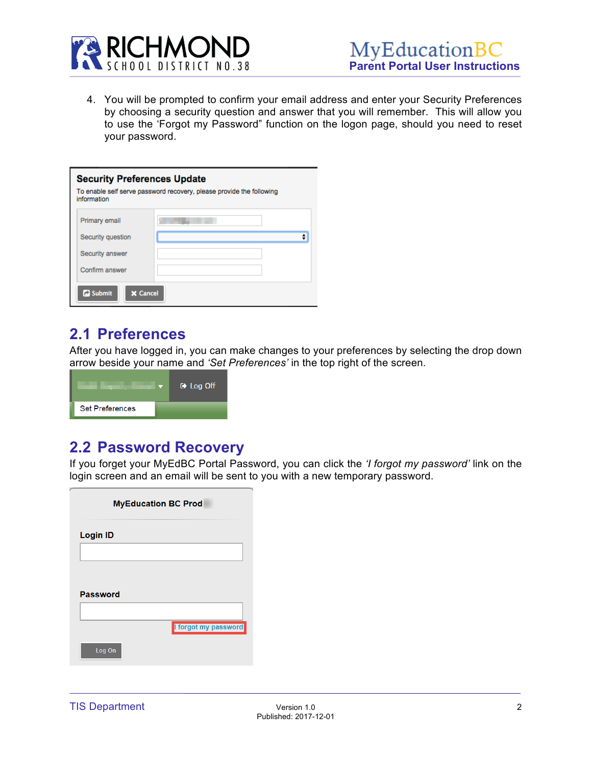4. You will be prompted to confirm your email address and enter your Security Preferences by choosing a security question and answer that you will remember. This will allow you to use the 'Forgot my Password" function on the logon page, should you need to reset your password.

## 2.1 Preferences

After you have logged in, you can make changes to your preferences by selecting the drop down arrow beside your name and *'Set Preferences'* in the top right of the screen.

## 2.2 Password Recovery

If you forget your MyEdBC Portal Password, you can click the *'I forgot my password'* link on the login screen and an email will be sent to you with a new temporary password.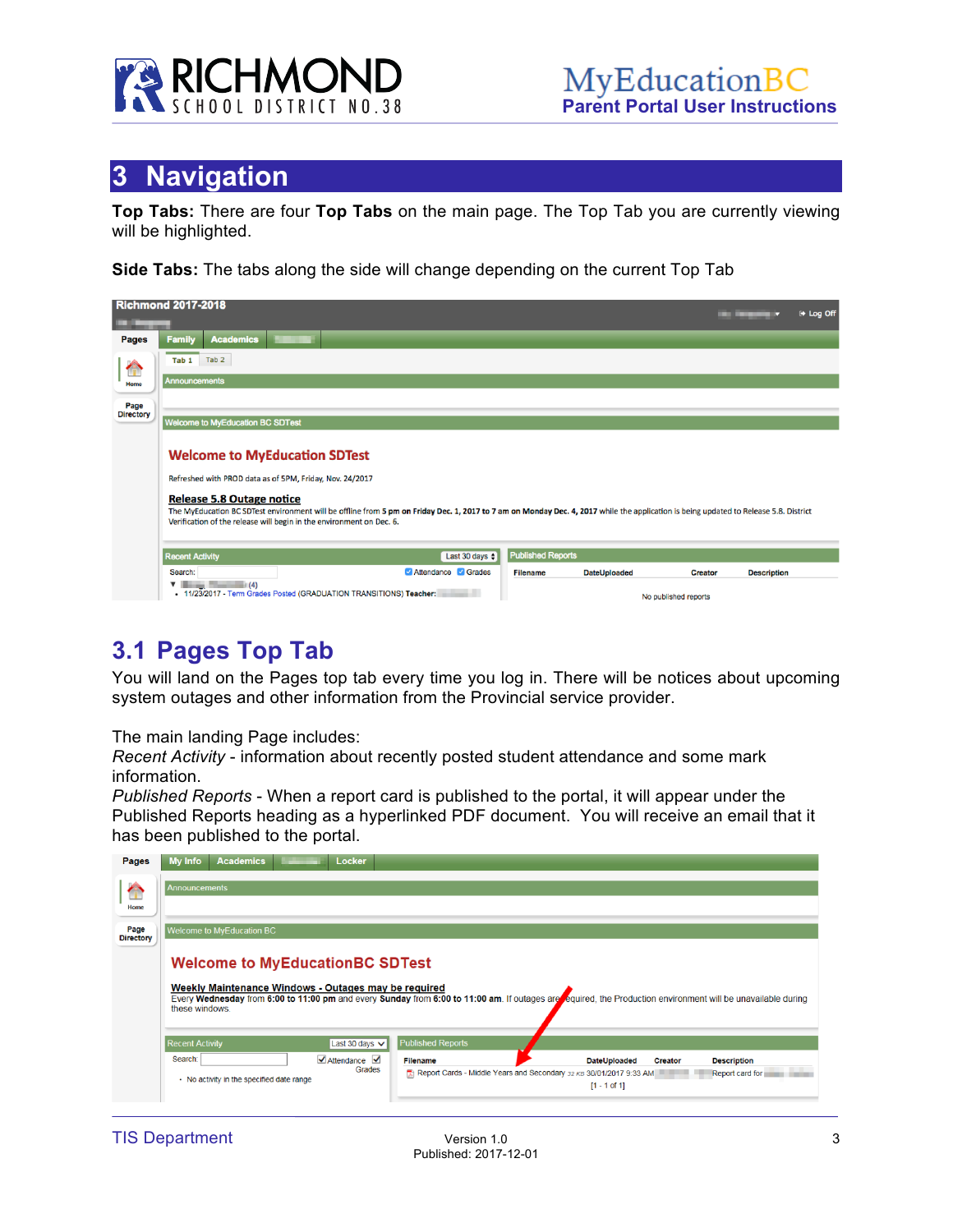# 3 Navigation

**Top Tabs:** There are four **Top Tabs** on the main page. The Top Tab you are currently viewing will be highlighted.

**Side Tabs:** The tabs along the side will change depending on the current Top Tab

## 3.1 Pages Top Tab

You will land on the Pages top tab every time you log in. There will be notices about upcoming system outages and other information from the Provincial service provider.

The main landing Page includes:
*Recent Activity* - information about recently posted student attendance and some mark information.
*Published Reports* - When a report card is published to the portal, it will appear under the Published Reports heading as a hyperlinked PDF document. You will receive an email that it has been published to the portal.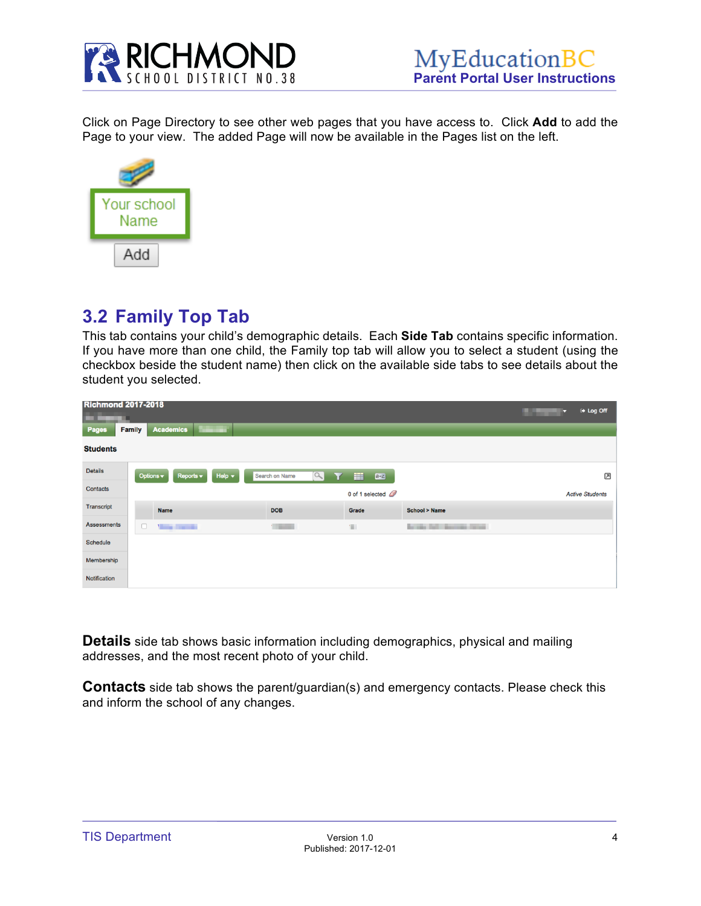Click on Page Directory to see other web pages that you have access to. Click **Add** to add the Page to your view. The added Page will now be available in the Pages list on the left.

## 3.2 Family Top Tab

This tab contains your child's demographic details. Each **Side Tab** contains specific information. If you have more than one child, the Family top tab will allow you to select a student (using the checkbox beside the student name) then click on the available side tabs to see details about the student you selected.

**Details** side tab shows basic information including demographics, physical and mailing addresses, and the most recent photo of your child.

**Contacts** side tab shows the parent/guardian(s) and emergency contacts. Please check this and inform the school of any changes.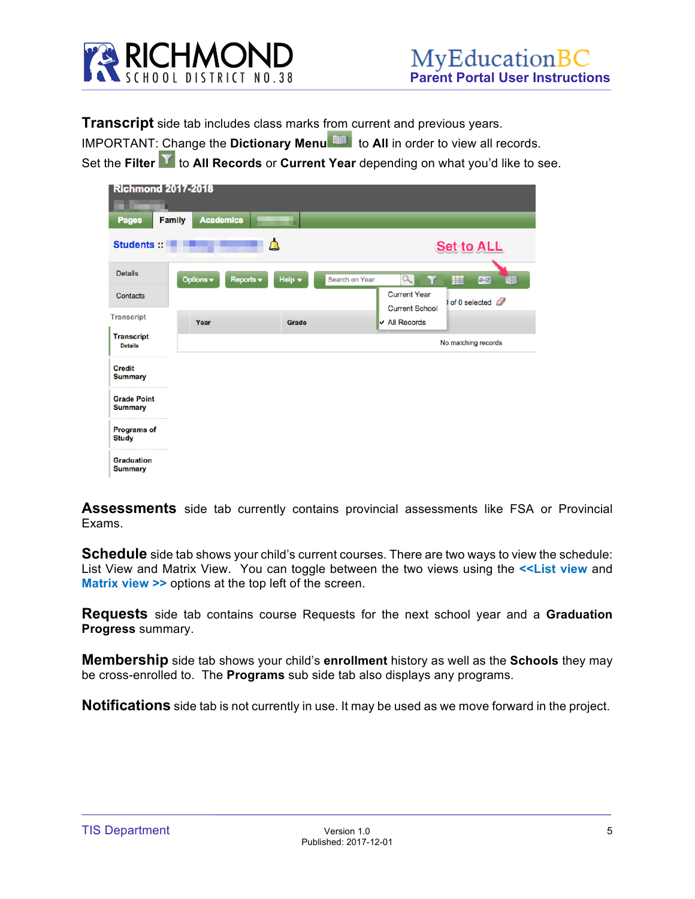**Transcript** side tab includes class marks from current and previous years.
IMPORTANT: Change the **Dictionary Menu** to **All** in order to view all records.
Set the **Filter** to **All Records** or **Current Year** depending on what you'd like to see.

**Assessments** side tab currently contains provincial assessments like FSA or Provincial Exams.

**Schedule** side tab shows your child's current courses. There are two ways to view the schedule: List View and Matrix View. You can toggle between the two views using the **<<List view** and **Matrix view >>** options at the top left of the screen.

**Requests** side tab contains course Requests for the next school year and a **Graduation Progress** summary.

**Membership** side tab shows your child's **enrollment** history as well as the **Schools** they may be cross-enrolled to. The **Programs** sub side tab also displays any programs.

**Notifications** side tab is not currently in use. It may be used as we move forward in the project.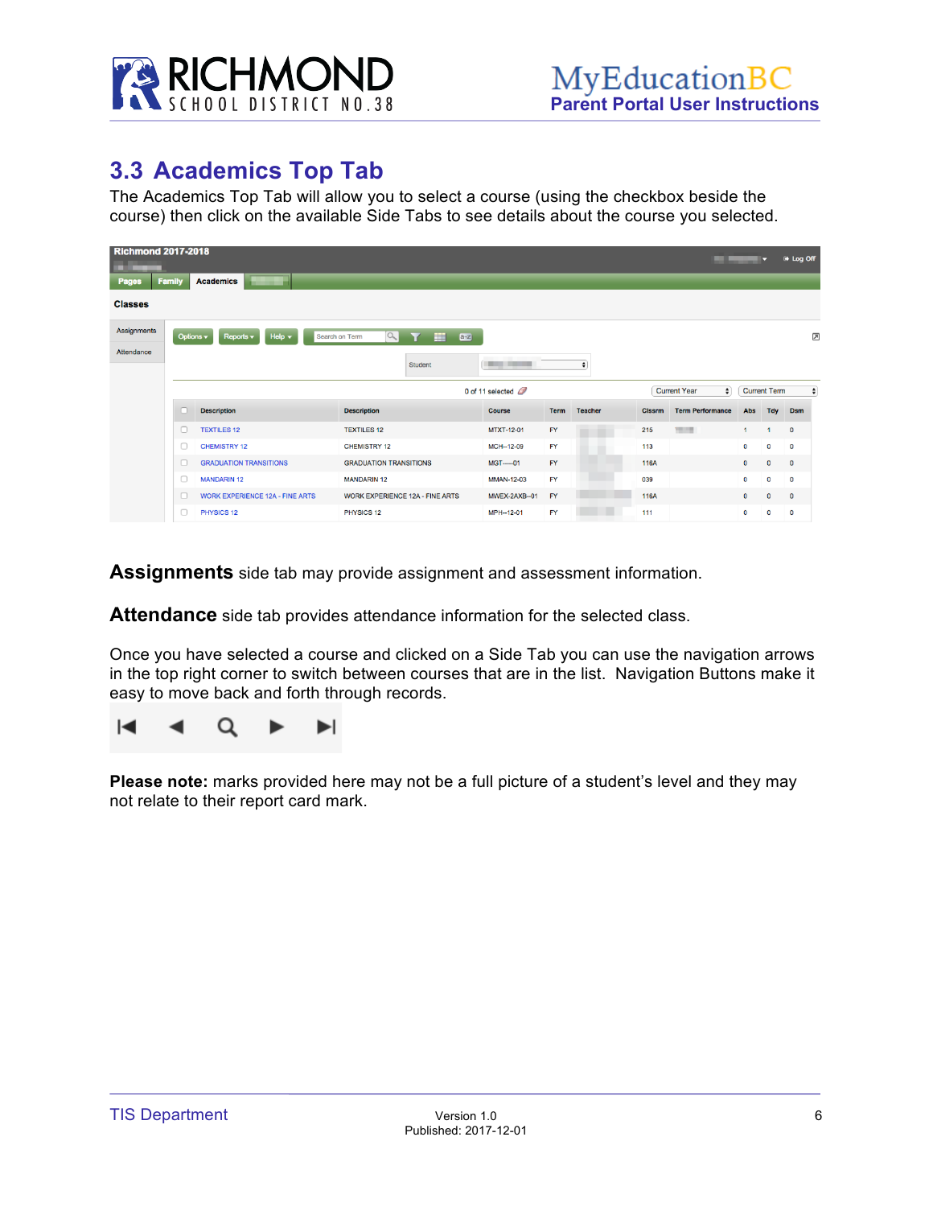## 3.3 Academics Top Tab

The Academics Top Tab will allow you to select a course (using the checkbox beside the course) then click on the available Side Tabs to see details about the course you selected.

**Assignments** side tab may provide assignment and assessment information.

**Attendance** side tab provides attendance information for the selected class.

Once you have selected a course and clicked on a Side Tab you can use the navigation arrows in the top right corner to switch between courses that are in the list. Navigation Buttons make it easy to move back and forth through records.

**Please note:** marks provided here may not be a full picture of a student's level and they may not relate to their report card mark.